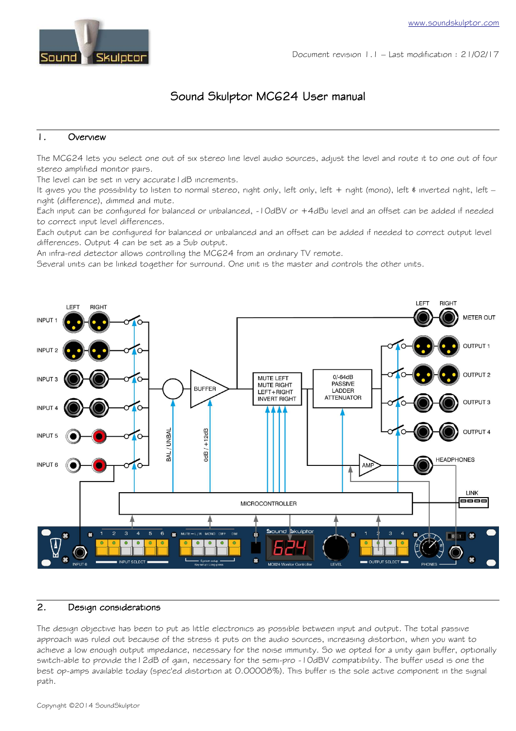# Sound Skulptor MC624 User manual

## 1. Overview

The MC624 lets you select one out of six stereo line level audio sources, adjust the level and route it to one out of four stereo amplified monitor pairs.
The level can be set in very accurate 1dB increments.
It gives you the possibility to listen to normal stereo, right only, left only, left + right (mono), left & inverted right, left – right (difference), dimmed and mute.
Each input can be configured for balanced or unbalanced, -10dBV or +4dBu level and an offset can be added if needed to correct input level differences.
Each output can be configured for balanced or unbalanced and an offset can be added if needed to correct output level differences. Output 4 can be set as a Sub output.
An infra-red detector allows controlling the MC624 from an ordinary TV remote.
Several units can be linked together for surround. One unit is the master and controls the other units.

## 2. Design considerations

The design objective has been to put as little electronics as possible between input and output. The total passive approach was ruled out because of the stress it puts on the audio sources, increasing distortion, when you want to achieve a low enough output impedance, necessary for the noise immunity. So we opted for a unity gain buffer, optionally switch-able to provide the 12dB of gain, necessary for the semi-pro -10dBV compatibility. The buffer used is one the best op-amps available today (spec'ed distortion at 0.00008%). This buffer is the sole active component in the signal path.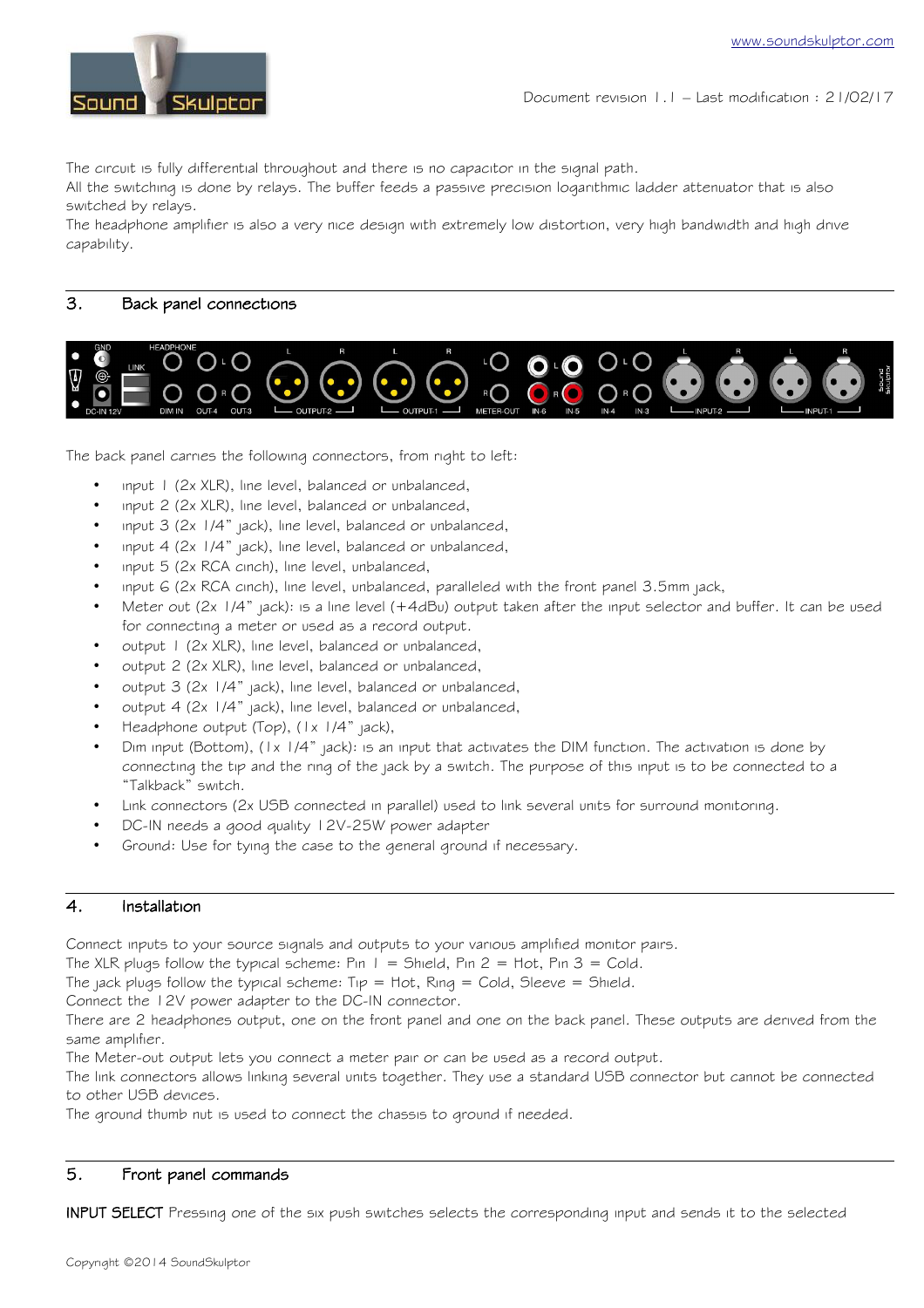The circuit is fully differential throughout and there is no capacitor in the signal path.
All the switching is done by relays. The buffer feeds a passive precision logarithmic ladder attenuator that is also switched by relays.
The headphone amplifier is also a very nice design with extremely low distortion, very high bandwidth and high drive capability.

## 3. Back panel connections

The back panel carries the following connectors, from right to left:

- input 1 (2x XLR), line level, balanced or unbalanced,
- input 2 (2x XLR), line level, balanced or unbalanced,
- input 3 (2x 1/4" jack), line level, balanced or unbalanced,
- input 4 (2x 1/4" jack), line level, balanced or unbalanced,
- input 5 (2x RCA cinch), line level, unbalanced,
- input 6 (2x RCA cinch), line level, unbalanced, paralleled with the front panel 3.5mm jack,
- Meter out (2x 1/4" jack): is a line level (+4dBu) output taken after the input selector and buffer. It can be used for connecting a meter or used as a record output.
- output 1 (2x XLR), line level, balanced or unbalanced,
- output 2 (2x XLR), line level, balanced or unbalanced,
- output 3 (2x 1/4" jack), line level, balanced or unbalanced,
- output 4 (2x 1/4" jack), line level, balanced or unbalanced,
- Headphone output (Top), (1x 1/4" jack),
- Dim input (Bottom), (1x 1/4" jack): is an input that activates the DIM function. The activation is done by connecting the tip and the ring of the jack by a switch. The purpose of this input is to be connected to a "Talkback" switch.
- Link connectors (2x USB connected in parallel) used to link several units for surround monitoring.
- DC-IN needs a good quality 12V-25W power adapter
- Ground: Use for tying the case to the general ground if necessary.

## 4. Installation

Connect inputs to your source signals and outputs to your various amplified monitor pairs.
The XLR plugs follow the typical scheme: Pin 1 = Shield, Pin 2 = Hot, Pin 3 = Cold.
The jack plugs follow the typical scheme: Tip = Hot, Ring = Cold, Sleeve = Shield.
Connect the 12V power adapter to the DC-IN connector.
There are 2 headphones output, one on the front panel and one on the back panel. These outputs are derived from the same amplifier.
The Meter-out output lets you connect a meter pair or can be used as a record output.
The link connectors allows linking several units together. They use a standard USB connector but cannot be connected to other USB devices.
The ground thumb nut is used to connect the chassis to ground if needed.

## 5. Front panel commands

**INPUT SELECT** Pressing one of the six push switches selects the corresponding input and sends it to the selected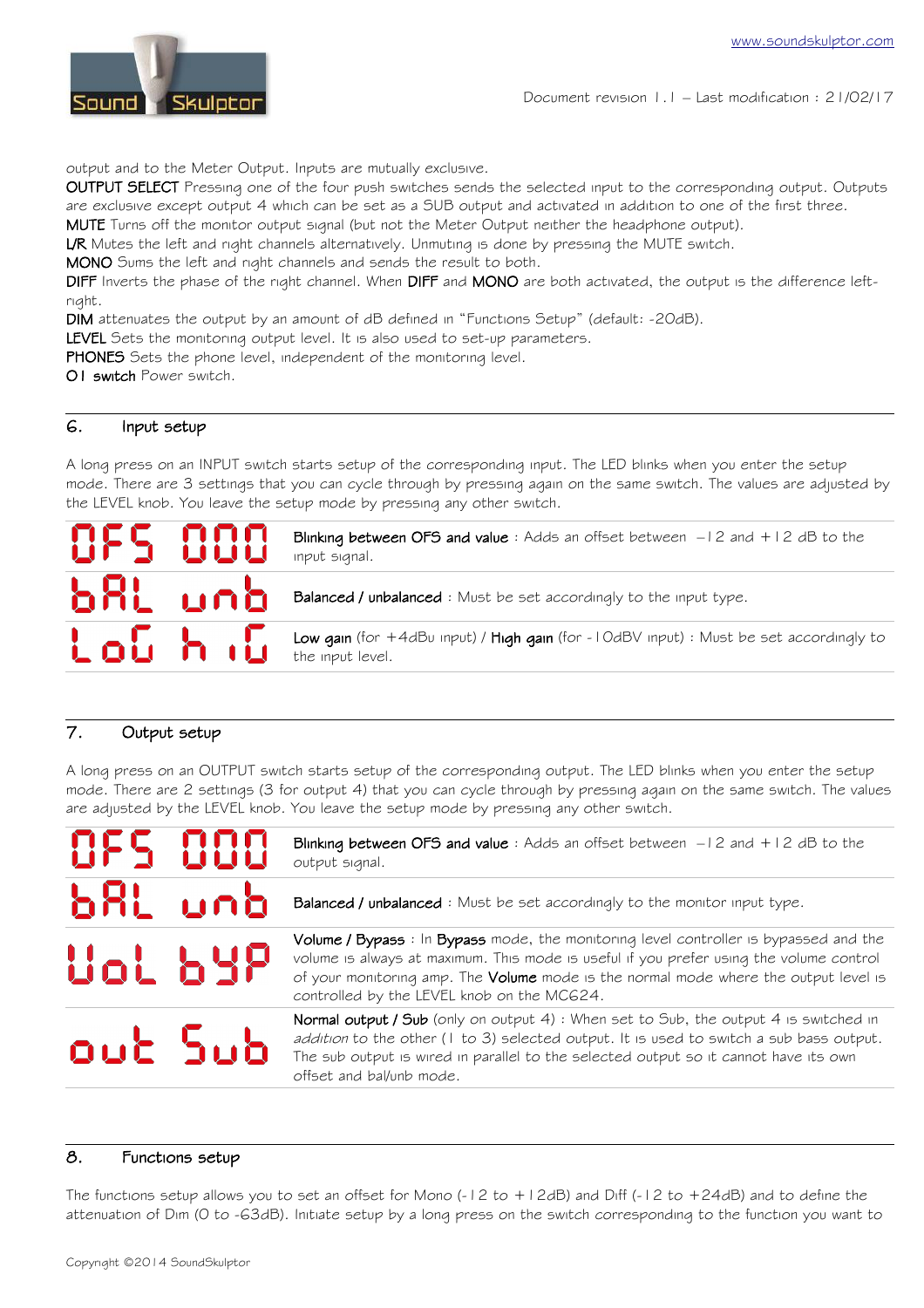output and to the Meter Output. Inputs are mutually exclusive.
**OUTPUT SELECT** Pressing one of the four push switches sends the selected input to the corresponding output. Outputs are exclusive except output 4 which can be set as a SUB output and activated in addition to one of the first three.
**MUTE** Turns off the monitor output signal (but not the Meter Output neither the headphone output).
**L/R** Mutes the left and right channels alternatively. Unmuting is done by pressing the MUTE switch.
**MONO** Sums the left and right channels and sends the result to both.
**DIFF** Inverts the phase of the right channel. When **DIFF** and **MONO** are both activated, the output is the difference left-right.
**DIM** attenuates the output by an amount of dB defined in "Functions Setup" (default: -20dB).
**LEVEL** Sets the monitoring output level. It is also used to set-up parameters.
**PHONES** Sets the phone level, independent of the monitoring level.
**O I switch** Power switch.

## 6. Input setup

A long press on an INPUT switch starts setup of the corresponding input. The LED blinks when you enter the setup mode. There are 3 settings that you can cycle through by pressing again on the same switch. The values are adjusted by the LEVEL knob. You leave the setup mode by pressing any other switch.

| | |
|---|---|
| OFS 000 | **Blinking between OFS and value** : Adds an offset between –12 and +12 dB to the input signal. |
| bAL unb | **Balanced / unbalanced** : Must be set accordingly to the input type. |
| LoG hiG | **Low gain** (for +4dBu input) / **High gain** (for -10dBV input) : Must be set accordingly to the input level. |

## 7. Output setup

A long press on an OUTPUT switch starts setup of the corresponding output. The LED blinks when you enter the setup mode. There are 2 settings (3 for output 4) that you can cycle through by pressing again on the same switch. The values are adjusted by the LEVEL knob. You leave the setup mode by pressing any other switch.

| | |
|---|---|
| OFS 000 | **Blinking between OFS and value** : Adds an offset between –12 and +12 dB to the output signal. |
| bAL unb | **Balanced / unbalanced** : Must be set accordingly to the monitor input type. |
| VoL bYP | **Volume / Bypass** : In **Bypass** mode, the monitoring level controller is bypassed and the volume is always at maximum. This mode is useful if you prefer using the volume control of your monitoring amp. The **Volume** mode is the normal mode where the output level is controlled by the LEVEL knob on the MC624. |
| out Sub | **Normal output / Sub** (only on output 4) : When set to Sub, the output 4 is switched in *addition* to the other (1 to 3) selected output. It is used to switch a sub bass output. The sub output is wired in parallel to the selected output so it cannot have its own offset and bal/unb mode. |

## 8. Functions setup

The functions setup allows you to set an offset for Mono (-12 to +12dB) and Diff (-12 to +24dB) and to define the attenuation of Dim (0 to -63dB). Initiate setup by a long press on the switch corresponding to the function you want to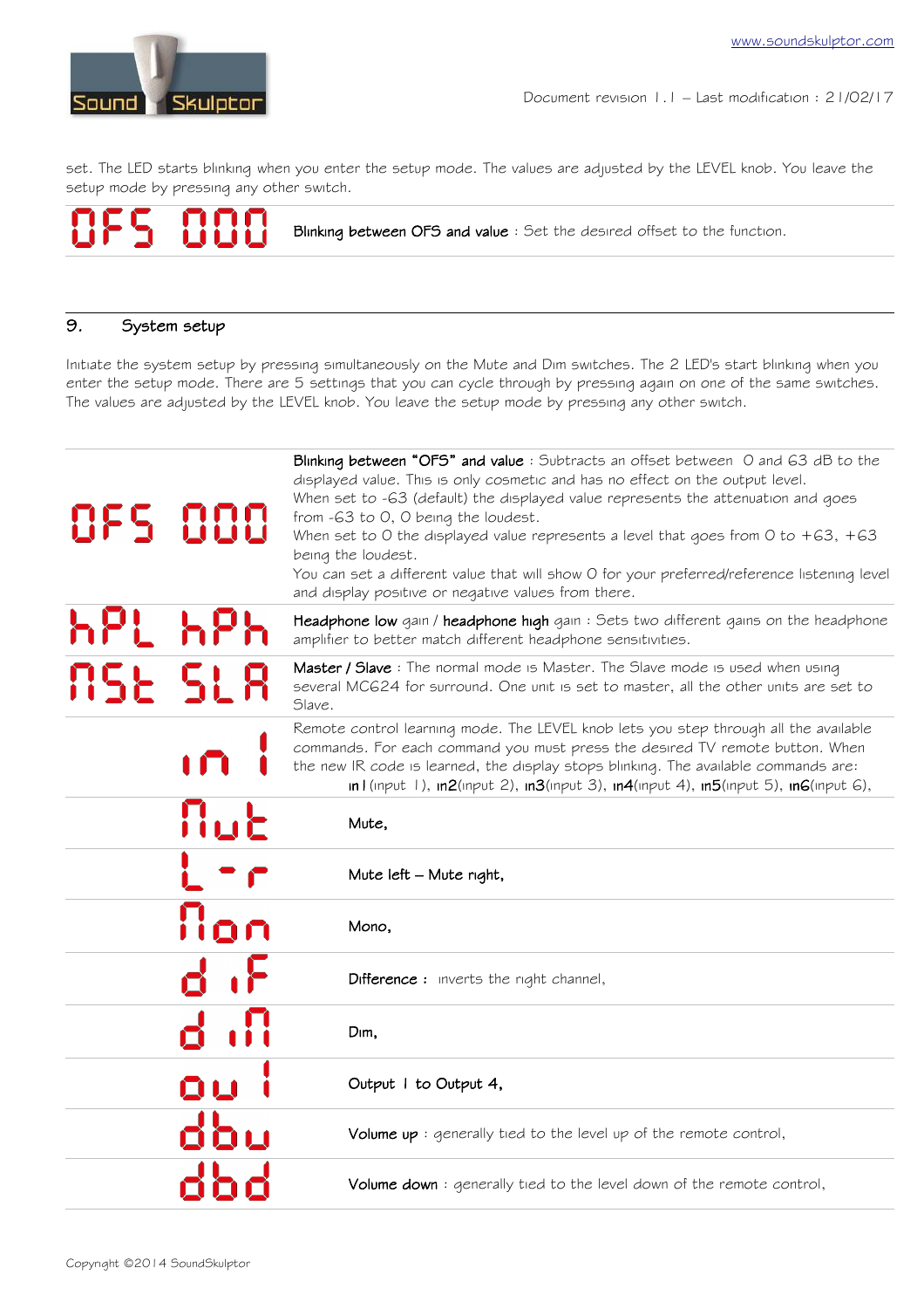set. The LED starts blinking when you enter the setup mode. The values are adjusted by the LEVEL knob. You leave the setup mode by pressing any other switch.

| | |
|---|---|
| OFS 000 | **Blinking between OFS and value** : Set the desired offset to the function. |

## 9. System setup

Initiate the system setup by pressing simultaneously on the Mute and Dim switches. The 2 LED's start blinking when you enter the setup mode. There are 5 settings that you can cycle through by pressing again on one of the same switches. The values are adjusted by the LEVEL knob. You leave the setup mode by pressing any other switch.

| | |
|---|---|
| OFS 000 | **Blinking between "OFS" and value** : Subtracts an offset between 0 and 63 dB to the displayed value. This is only cosmetic and has no effect on the output level.<br>When set to -63 (default) the displayed value represents the attenuation and goes from -63 to 0, 0 being the loudest.<br>When set to 0 the displayed value represents a level that goes from 0 to +63, +63 being the loudest.<br>You can set a different value that will show 0 for your preferred/reference listening level and display positive or negative values from there. |
| hPL hPh | **Headphone low** gain / **headphone high** gain : Sets two different gains on the headphone amplifier to better match different headphone sensitivities. |
| MSt SLA | **Master / Slave** : The normal mode is Master. The Slave mode is used when using several MC624 for surround. One unit is set to master, all the other units are set to Slave. |
| in 1 | Remote control learning mode. The LEVEL knob lets you step through all the available commands. For each command you must press the desired TV remote button. When the new IR code is learned, the display stops blinking. The available commands are:<br>**in1** (input 1), **in2**(input 2), **in3**(input 3), **in4**(input 4), **in5**(input 5), **in6**(input 6), |
| Mut | **Mute**, |
| L - r | **Mute left – Mute right**, |
| Mon | **Mono**, |
| d iF | **Difference** : inverts the right channel, |
| d iM | **Dim**, |
| ou 1 | **Output 1 to Output 4**, |
| dbu | **Volume up** : generally tied to the level up of the remote control, |
| dbd | **Volume down** : generally tied to the level down of the remote control, |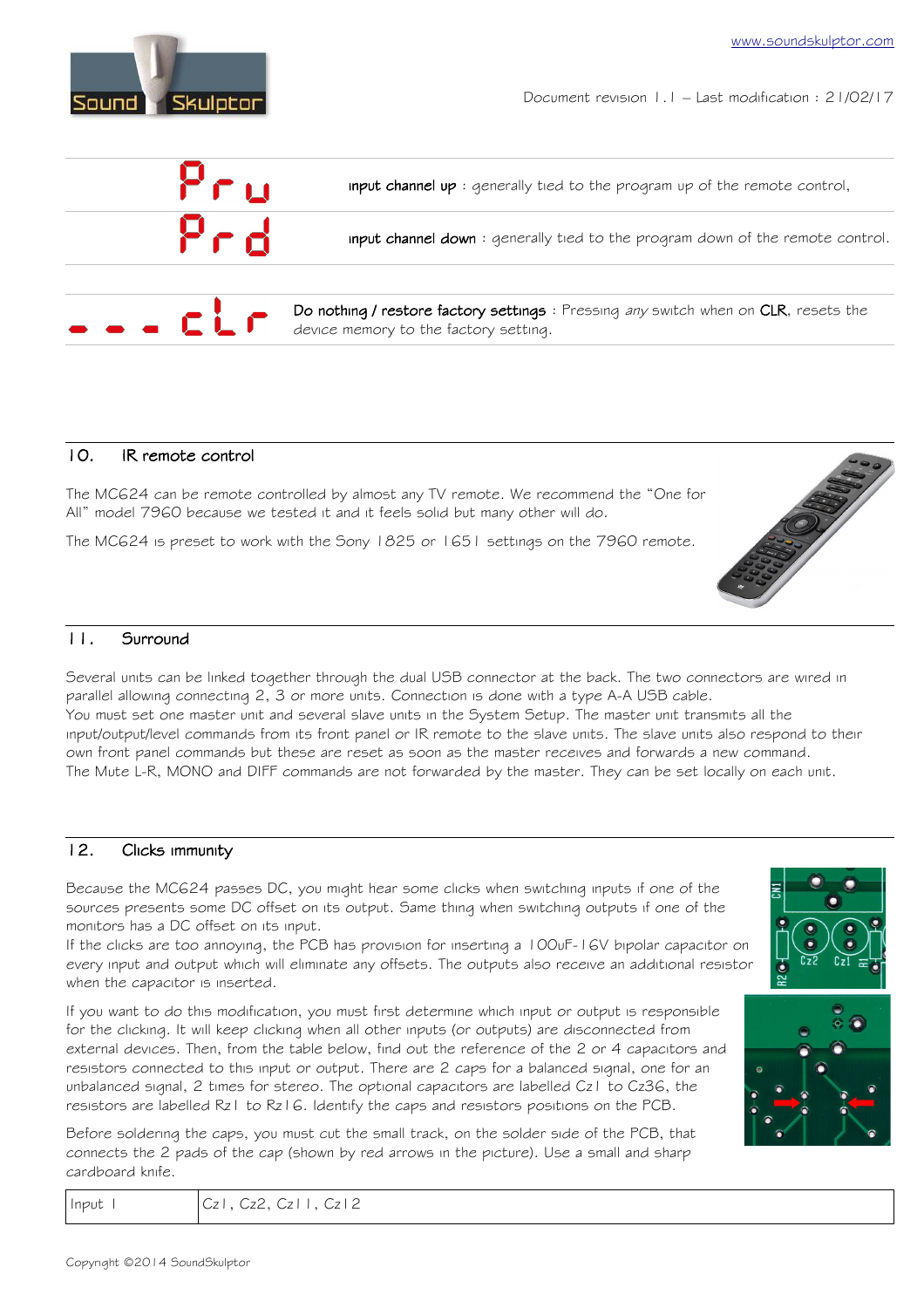| | |
|---|---|
| Pru | **input channel up** : generally tied to the program up of the remote control, |
| Prd | **input channel down** : generally tied to the program down of the remote control. |

| | |
|---|---|
| - - - cLr | **Do nothing / restore factory settings** : Pressing *any* switch when on **CLR**, resets the device memory to the factory setting. |

## 10. IR remote control

The MC624 can be remote controlled by almost any TV remote. We recommend the "One for All" model 7960 because we tested it and it feels solid but many other will do.

The MC624 is preset to work with the Sony 1825 or 1651 settings on the 7960 remote.

## 11. Surround

Several units can be linked together through the dual USB connector at the back. The two connectors are wired in parallel allowing connecting 2, 3 or more units. Connection is done with a type A-A USB cable.
You must set one master unit and several slave units in the System Setup. The master unit transmits all the input/output/level commands from its front panel or IR remote to the slave units. The slave units also respond to their own front panel commands but these are reset as soon as the master receives and forwards a new command.
The Mute L-R, MONO and DIFF commands are not forwarded by the master. They can be set locally on each unit.

## 12. Clicks immunity

Because the MC624 passes DC, you might hear some clicks when switching inputs if one of the sources presents some DC offset on its output. Same thing when switching outputs if one of the monitors has a DC offset on its input.
If the clicks are too annoying, the PCB has provision for inserting a 100uF-16V bipolar capacitor on every input and output which will eliminate any offsets. The outputs also receive an additional resistor when the capacitor is inserted.

If you want to do this modification, you must first determine which input or output is responsible for the clicking. It will keep clicking when all other inputs (or outputs) are disconnected from external devices. Then, from the table below, find out the reference of the 2 or 4 capacitors and resistors connected to this input or output. There are 2 caps for a balanced signal, one for an unbalanced signal, 2 times for stereo. The optional capacitors are labelled Cz1 to Cz36, the resistors are labelled Rz1 to Rz16. Identify the caps and resistors positions on the PCB.

Before soldering the caps, you must cut the small track, on the solder side of the PCB, that connects the 2 pads of the cap (shown by red arrows in the picture). Use a small and sharp cardboard knife.

| Input 1 | Cz1, Cz2, Cz11, Cz12 |
|---|---|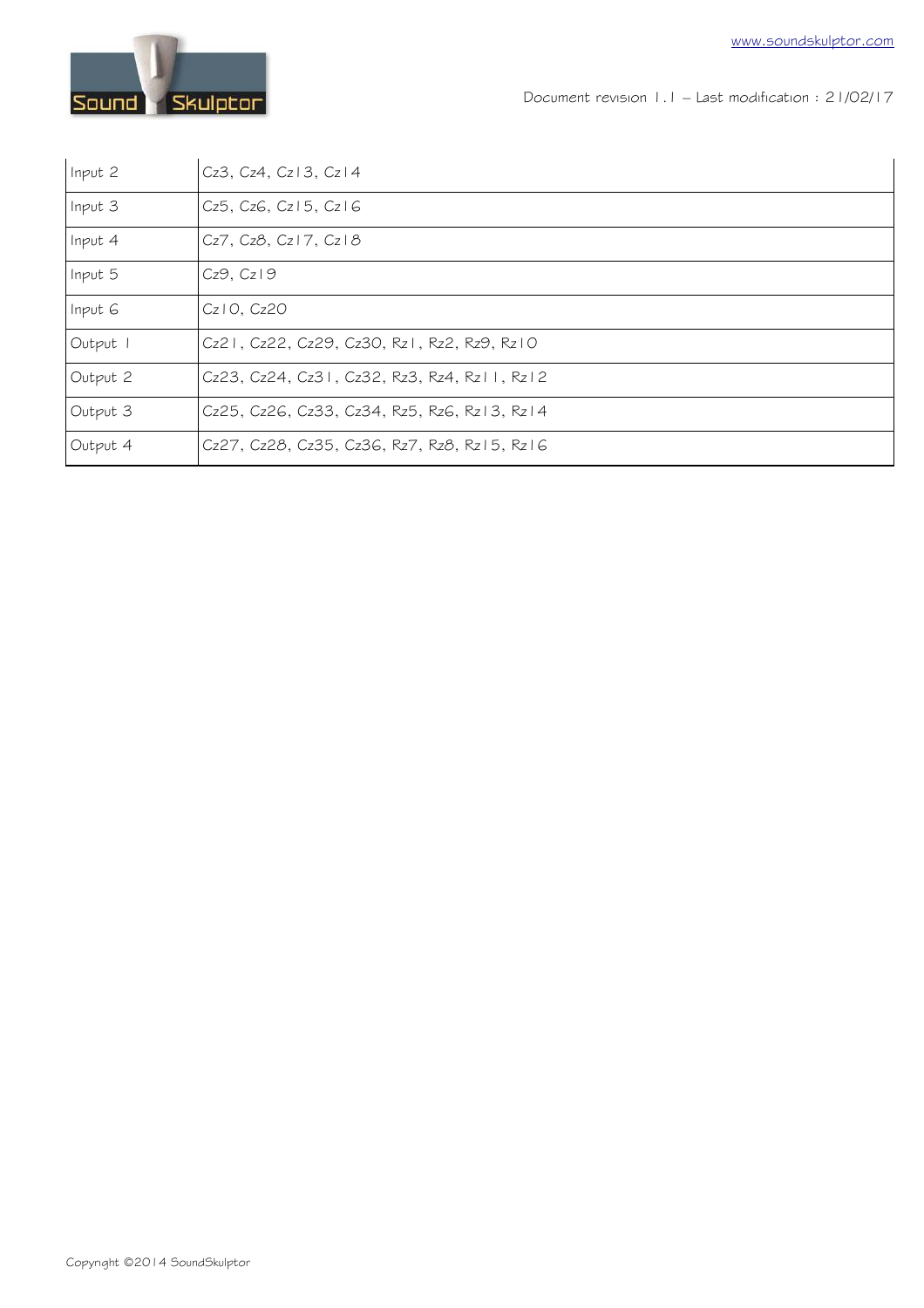| | |
|---|---|
| Input 2 | Cz3, Cz4, Cz13, Cz14 |
| Input 3 | Cz5, Cz6, Cz15, Cz16 |
| Input 4 | Cz7, Cz8, Cz17, Cz18 |
| Input 5 | Cz9, Cz19 |
| Input 6 | Cz10, Cz20 |
| Output 1 | Cz21, Cz22, Cz29, Cz30, Rz1, Rz2, Rz9, Rz10 |
| Output 2 | Cz23, Cz24, Cz31, Cz32, Rz3, Rz4, Rz11, Rz12 |
| Output 3 | Cz25, Cz26, Cz33, Cz34, Rz5, Rz6, Rz13, Rz14 |
| Output 4 | Cz27, Cz28, Cz35, Cz36, Rz7, Rz8, Rz15, Rz16 |